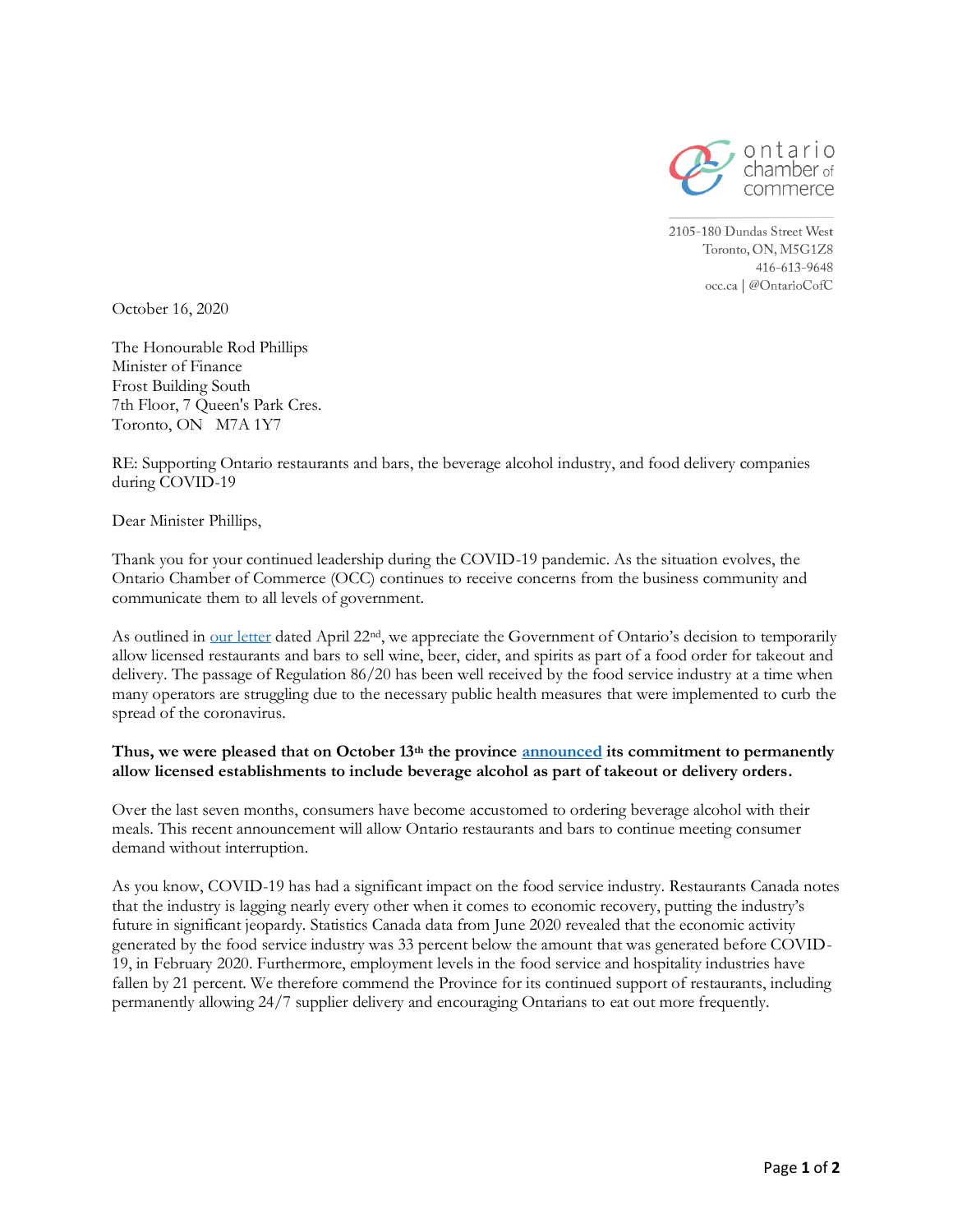ontario chamber of commerce

2105-180 Dundas Street West
Toronto, ON, M5G1Z8
416-613-9648
occ.ca | @OntarioCofC

October 16, 2020

The Honourable Rod Phillips
Minister of Finance
Frost Building South
7th Floor, 7 Queen's Park Cres.
Toronto, ON M7A 1Y7

RE: Supporting Ontario restaurants and bars, the beverage alcohol industry, and food delivery companies during COVID-19

Dear Minister Phillips,

Thank you for your continued leadership during the COVID-19 pandemic. As the situation evolves, the Ontario Chamber of Commerce (OCC) continues to receive concerns from the business community and communicate them to all levels of government.

As outlined in our letter dated April 22nd, we appreciate the Government of Ontario's decision to temporarily allow licensed restaurants and bars to sell wine, beer, cider, and spirits as part of a food order for takeout and delivery. The passage of Regulation 86/20 has been well received by the food service industry at a time when many operators are struggling due to the necessary public health measures that were implemented to curb the spread of the coronavirus.

**Thus, we were pleased that on October 13th the province announced its commitment to permanently allow licensed establishments to include beverage alcohol as part of takeout or delivery orders.**

Over the last seven months, consumers have become accustomed to ordering beverage alcohol with their meals. This recent announcement will allow Ontario restaurants and bars to continue meeting consumer demand without interruption.

As you know, COVID-19 has had a significant impact on the food service industry. Restaurants Canada notes that the industry is lagging nearly every other when it comes to economic recovery, putting the industry's future in significant jeopardy. Statistics Canada data from June 2020 revealed that the economic activity generated by the food service industry was 33 percent below the amount that was generated before COVID-19, in February 2020. Furthermore, employment levels in the food service and hospitality industries have fallen by 21 percent. We therefore commend the Province for its continued support of restaurants, including permanently allowing 24/7 supplier delivery and encouraging Ontarians to eat out more frequently.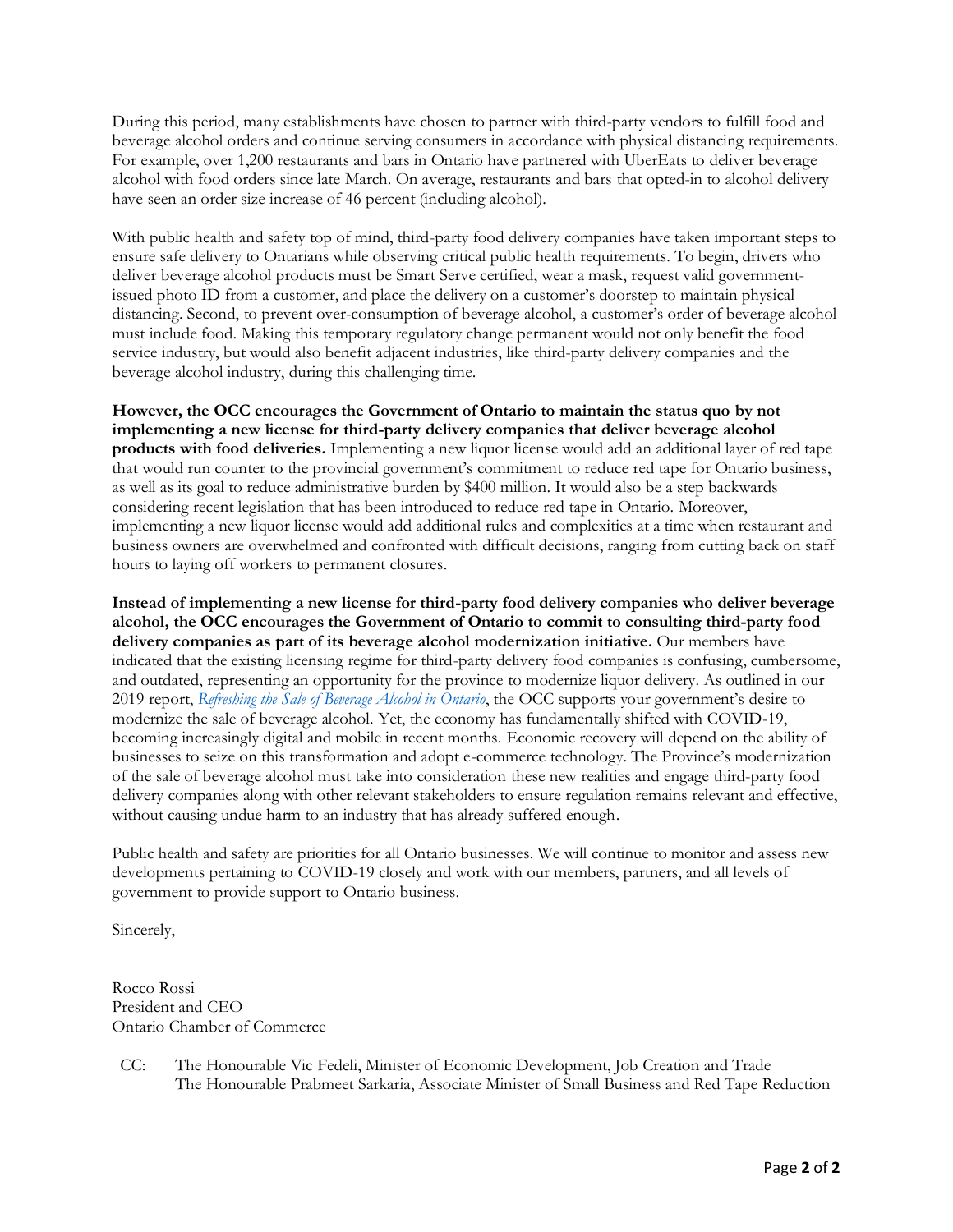During this period, many establishments have chosen to partner with third-party vendors to fulfill food and beverage alcohol orders and continue serving consumers in accordance with physical distancing requirements. For example, over 1,200 restaurants and bars in Ontario have partnered with UberEats to deliver beverage alcohol with food orders since late March. On average, restaurants and bars that opted-in to alcohol delivery have seen an order size increase of 46 percent (including alcohol).

With public health and safety top of mind, third-party food delivery companies have taken important steps to ensure safe delivery to Ontarians while observing critical public health requirements. To begin, drivers who deliver beverage alcohol products must be Smart Serve certified, wear a mask, request valid government-issued photo ID from a customer, and place the delivery on a customer's doorstep to maintain physical distancing. Second, to prevent over-consumption of beverage alcohol, a customer's order of beverage alcohol must include food. Making this temporary regulatory change permanent would not only benefit the food service industry, but would also benefit adjacent industries, like third-party delivery companies and the beverage alcohol industry, during this challenging time.

**However, the OCC encourages the Government of Ontario to maintain the status quo by not implementing a new license for third-party delivery companies that deliver beverage alcohol products with food deliveries.** Implementing a new liquor license would add an additional layer of red tape that would run counter to the provincial government's commitment to reduce red tape for Ontario business, as well as its goal to reduce administrative burden by $400 million. It would also be a step backwards considering recent legislation that has been introduced to reduce red tape in Ontario. Moreover, implementing a new liquor license would add additional rules and complexities at a time when restaurant and business owners are overwhelmed and confronted with difficult decisions, ranging from cutting back on staff hours to laying off workers to permanent closures.

**Instead of implementing a new license for third-party food delivery companies who deliver beverage alcohol, the OCC encourages the Government of Ontario to commit to consulting third-party food delivery companies as part of its beverage alcohol modernization initiative.** Our members have indicated that the existing licensing regime for third-party delivery food companies is confusing, cumbersome, and outdated, representing an opportunity for the province to modernize liquor delivery. As outlined in our 2019 report, *Refreshing the Sale of Beverage Alcohol in Ontario*, the OCC supports your government's desire to modernize the sale of beverage alcohol. Yet, the economy has fundamentally shifted with COVID-19, becoming increasingly digital and mobile in recent months. Economic recovery will depend on the ability of businesses to seize on this transformation and adopt e-commerce technology. The Province's modernization of the sale of beverage alcohol must take into consideration these new realities and engage third-party food delivery companies along with other relevant stakeholders to ensure regulation remains relevant and effective, without causing undue harm to an industry that has already suffered enough.

Public health and safety are priorities for all Ontario businesses. We will continue to monitor and assess new developments pertaining to COVID-19 closely and work with our members, partners, and all levels of government to provide support to Ontario business.

Sincerely,

Rocco Rossi
President and CEO
Ontario Chamber of Commerce

CC: The Honourable Vic Fedeli, Minister of Economic Development, Job Creation and Trade
The Honourable Prabmeet Sarkaria, Associate Minister of Small Business and Red Tape Reduction